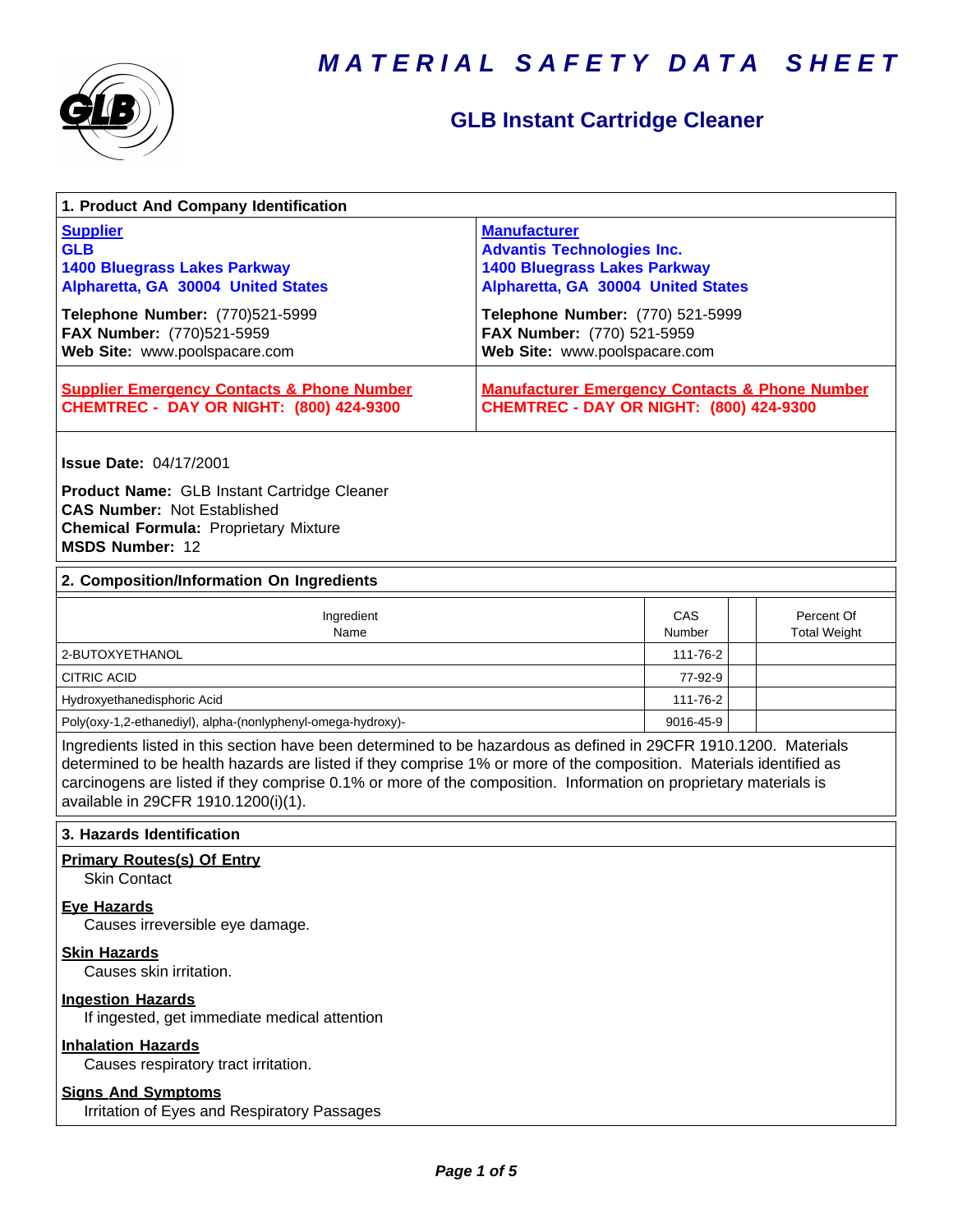# MATERIAL SAFETY DATA SHEET

## GLB Instant Cartridge Cleaner

### 1. Product And Company Identification

| Supplier | Manufacturer |
|---|---|
| **GLB**<br>**1400 Bluegrass Lakes Parkway**<br>**Alpharetta, GA 30004 United States** | **Advantis Technologies Inc.**<br>**1400 Bluegrass Lakes Parkway**<br>**Alpharetta, GA 30004 United States** |
| **Telephone Number:** (770)521-5999<br>**FAX Number:** (770)521-5959<br>**Web Site:** www.poolspacare.com | **Telephone Number:** (770) 521-5999<br>**FAX Number:** (770) 521-5959<br>**Web Site:** www.poolspacare.com |
| **Supplier Emergency Contacts & Phone Number**<br>**CHEMTREC - DAY OR NIGHT: (800) 424-9300** | **Manufacturer Emergency Contacts & Phone Number**<br>**CHEMTREC - DAY OR NIGHT: (800) 424-9300** |

**Issue Date:** 04/17/2001

**Product Name:** GLB Instant Cartridge Cleaner
**CAS Number:** Not Established
**Chemical Formula:** Proprietary Mixture
**MSDS Number:** 12

### 2. Composition/Information On Ingredients

| Ingredient Name | CAS Number | | Percent Of Total Weight |
|---|---|---|---|
| 2-BUTOXYETHANOL | 111-76-2 | | |
| CITRIC ACID | 77-92-9 | | |
| Hydroxyethanedisphoric Acid | 111-76-2 | | |
| Poly(oxy-1,2-ethanediyl), alpha-(nonlyphenyl-omega-hydroxy)- | 9016-45-9 | | |

Ingredients listed in this section have been determined to be hazardous as defined in 29CFR 1910.1200. Materials determined to be health hazards are listed if they comprise 1% or more of the composition. Materials identified as carcinogens are listed if they comprise 0.1% or more of the composition. Information on proprietary materials is available in 29CFR 1910.1200(i)(1).

### 3. Hazards Identification

**Primary Routes(s) Of Entry**
Skin Contact

**Eye Hazards**
Causes irreversible eye damage.

**Skin Hazards**
Causes skin irritation.

**Ingestion Hazards**
If ingested, get immediate medical attention

**Inhalation Hazards**
Causes respiratory tract irritation.

**Signs And Symptoms**
Irritation of Eyes and Respiratory Passages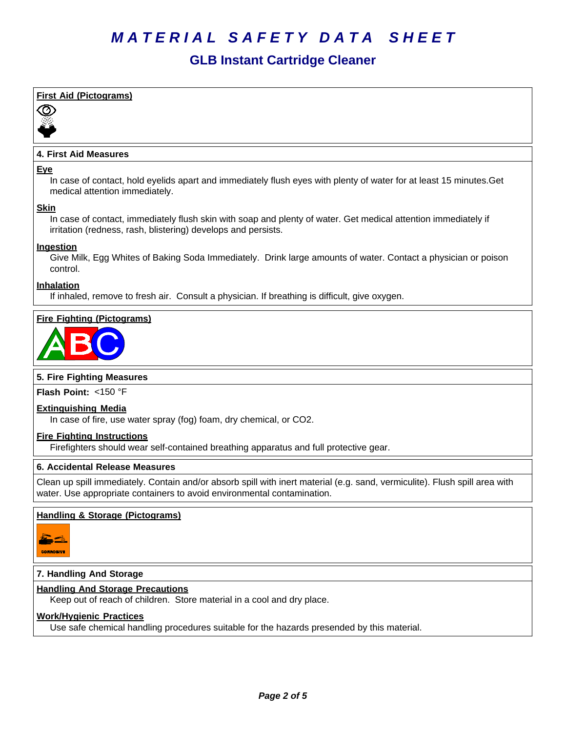# MATERIAL SAFETY DATA SHEET

## GLB Instant Cartridge Cleaner

**First Aid (Pictograms)**

### 4. First Aid Measures

**Eye**

In case of contact, hold eyelids apart and immediately flush eyes with plenty of water for at least 15 minutes.Get medical attention immediately.

**Skin**

In case of contact, immediately flush skin with soap and plenty of water. Get medical attention immediately if irritation (redness, rash, blistering) develops and persists.

**Ingestion**

Give Milk, Egg Whites of Baking Soda Immediately. Drink large amounts of water. Contact a physician or poison control.

**Inhalation**

If inhaled, remove to fresh air. Consult a physician. If breathing is difficult, give oxygen.

**Fire Fighting (Pictograms)**

### 5. Fire Fighting Measures

**Flash Point:** <150 °F

**Extinguishing Media**

In case of fire, use water spray (fog) foam, dry chemical, or $CO_2$.

**Fire Fighting Instructions**

Firefighters should wear self-contained breathing apparatus and full protective gear.

### 6. Accidental Release Measures

Clean up spill immediately. Contain and/or absorb spill with inert material (e.g. sand, vermiculite). Flush spill area with water. Use appropriate containers to avoid environmental contamination.

**Handling & Storage (Pictograms)**

### 7. Handling And Storage

**Handling And Storage Precautions**

Keep out of reach of children. Store material in a cool and dry place.

**Work/Hygienic Practices**

Use safe chemical handling procedures suitable for the hazards presended by this material.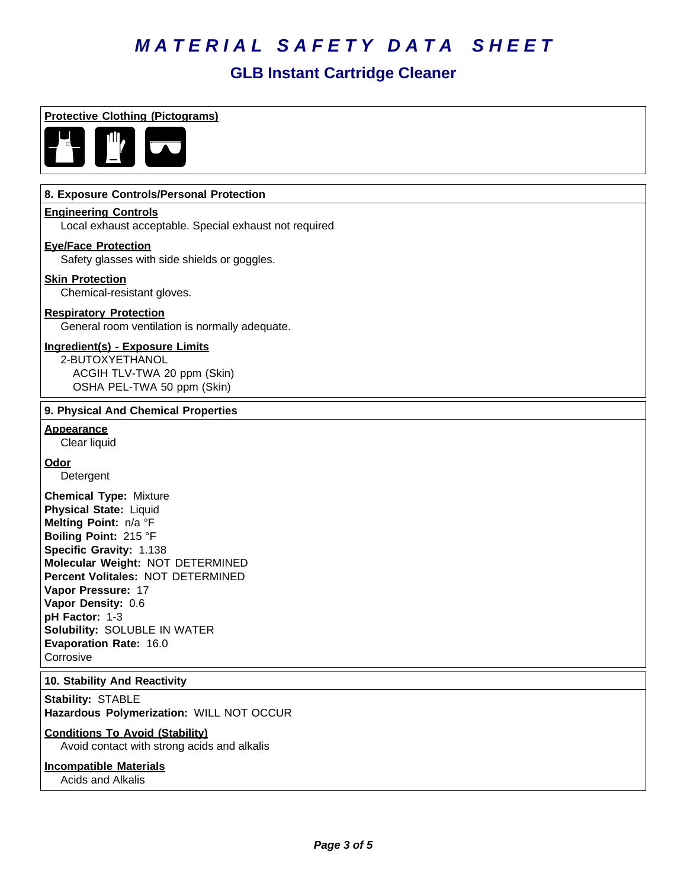／# MATERIAL SAFETY DATA SHEET

## GLB Instant Cartridge Cleaner

**Protective Clothing (Pictograms)**

### 8. Exposure Controls/Personal Protection

**Engineering Controls**
Local exhaust acceptable. Special exhaust not required

**Eye/Face Protection**
Safety glasses with side shields or goggles.

**Skin Protection**
Chemical-resistant gloves.

**Respiratory Protection**
General room ventilation is normally adequate.

**Ingredient(s) - Exposure Limits**
2-BUTOXYETHANOL
ACGIH TLV-TWA 20 ppm (Skin)
OSHA PEL-TWA 50 ppm (Skin)

### 9. Physical And Chemical Properties

**Appearance**
Clear liquid

**Odor**
Detergent

**Chemical Type:** Mixture
**Physical State:** Liquid
**Melting Point:** n/a °F
**Boiling Point:** 215 °F
**Specific Gravity:** 1.138
**Molecular Weight:** NOT DETERMINED
**Percent Volitales:** NOT DETERMINED
**Vapor Pressure:** 17
**Vapor Density:** 0.6
**pH Factor:** 1-3
**Solubility:** SOLUBLE IN WATER
**Evaporation Rate:** 16.0
Corrosive

### 10. Stability And Reactivity

**Stability:** STABLE
**Hazardous Polymerization:** WILL NOT OCCUR

**Conditions To Avoid (Stability)**
Avoid contact with strong acids and alkalis

**Incompatible Materials**
Acids and Alkalis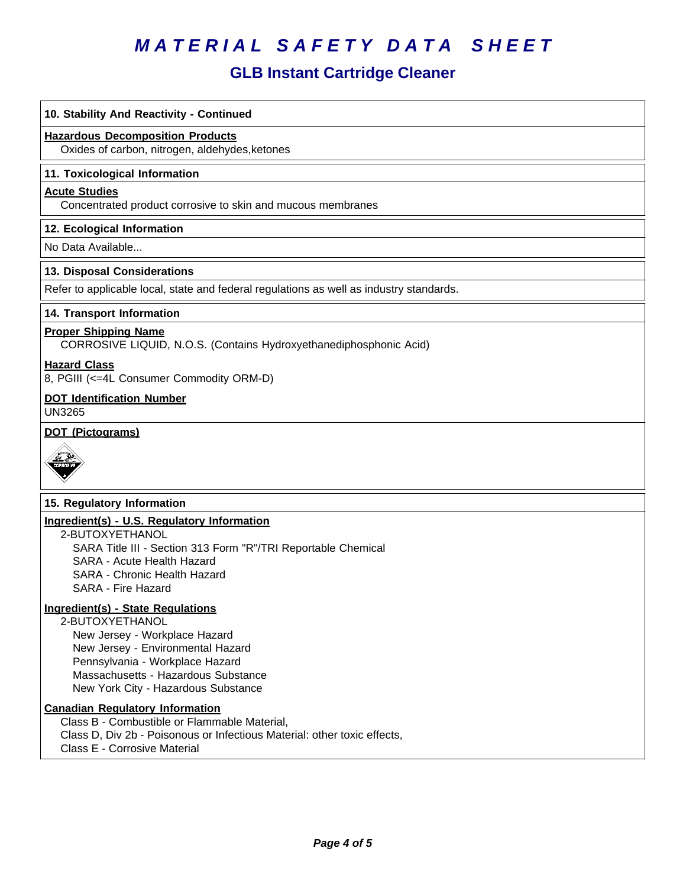# MATERIAL SAFETY DATA SHEET

## GLB Instant Cartridge Cleaner

### 10. Stability And Reactivity - Continued

**Hazardous Decomposition Products**

Oxides of carbon, nitrogen, aldehydes,ketones

### 11. Toxicological Information

**Acute Studies**

Concentrated product corrosive to skin and mucous membranes

### 12. Ecological Information

No Data Available...

### 13. Disposal Considerations

Refer to applicable local, state and federal regulations as well as industry standards.

### 14. Transport Information

**Proper Shipping Name**

CORROSIVE LIQUID, N.O.S. (Contains Hydroxyethanediphosphonic Acid)

**Hazard Class**

8, PGIII (<=4L Consumer Commodity ORM-D)

**DOT Identification Number**

UN3265

**DOT (Pictograms)**

### 15. Regulatory Information

**Ingredient(s) - U.S. Regulatory Information**

2-BUTOXYETHANOL
- SARA Title III - Section 313 Form "R"/TRI Reportable Chemical
- SARA - Acute Health Hazard
- SARA - Chronic Health Hazard
- SARA - Fire Hazard

**Ingredient(s) - State Regulations**

2-BUTOXYETHANOL
- New Jersey - Workplace Hazard
- New Jersey - Environmental Hazard
- Pennsylvania - Workplace Hazard
- Massachusetts - Hazardous Substance
- New York City - Hazardous Substance

**Canadian Regulatory Information**

Class B - Combustible or Flammable Material,
Class D, Div 2b - Poisonous or Infectious Material: other toxic effects,
Class E - Corrosive Material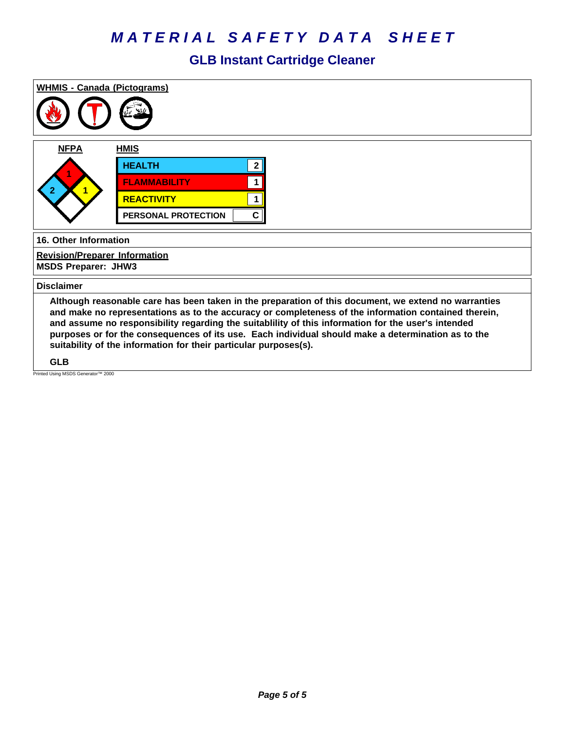# MATERIAL SAFETY DATA SHEET

## GLB Instant Cartridge Cleaner

**WHMIS - Canada (Pictograms)**

**NFPA**

1

2 1

**HMIS**

| | |
|---|---|
| HEALTH | 2 |
| FLAMMABILITY | 1 |
| REACTIVITY | 1 |
| PERSONAL PROTECTION | C |

**16. Other Information**

**Revision/Preparer Information**

**MSDS Preparer: JHW3**

**Disclaimer**

**Although reasonable care has been taken in the preparation of this document, we extend no warranties and make no representations as to the accuracy or completeness of the information contained therein, and assume no responsibility regarding the suitablility of this information for the user's intended purposes or for the consequences of its use. Each individual should make a determination as to the suitability of the information for their particular purposes(s).**

**GLB**

Printed Using MSDS Generator™ 2000